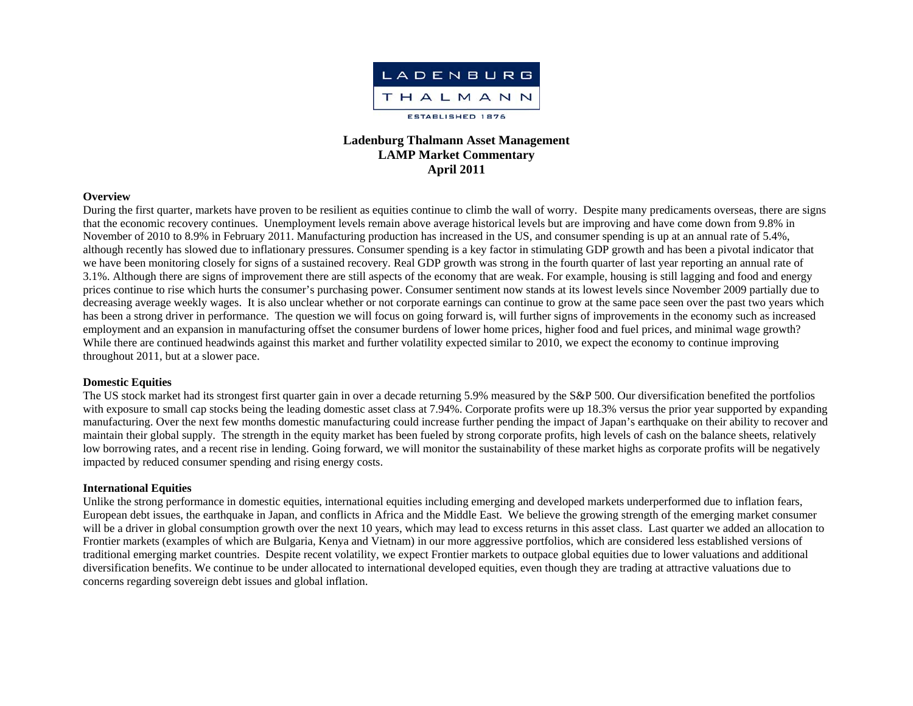LADENBURG THALMANN

ESTABLISHED 1876

# Ladenburg Thalmann Asset Management
# LAMP Market Commentary
# April 2011

## Overview

During the first quarter, markets have proven to be resilient as equities continue to climb the wall of worry. Despite many predicaments overseas, there are signs that the economic recovery continues. Unemployment levels remain above average historical levels but are improving and have come down from 9.8% in November of 2010 to 8.9% in February 2011. Manufacturing production has increased in the US, and consumer spending is up at an annual rate of 5.4%, although recently has slowed due to inflationary pressures. Consumer spending is a key factor in stimulating GDP growth and has been a pivotal indicator that we have been monitoring closely for signs of a sustained recovery. Real GDP growth was strong in the fourth quarter of last year reporting an annual rate of 3.1%. Although there are signs of improvement there are still aspects of the economy that are weak. For example, housing is still lagging and food and energy prices continue to rise which hurts the consumer's purchasing power. Consumer sentiment now stands at its lowest levels since November 2009 partially due to decreasing average weekly wages. It is also unclear whether or not corporate earnings can continue to grow at the same pace seen over the past two years which has been a strong driver in performance. The question we will focus on going forward is, will further signs of improvements in the economy such as increased employment and an expansion in manufacturing offset the consumer burdens of lower home prices, higher food and fuel prices, and minimal wage growth? While there are continued headwinds against this market and further volatility expected similar to 2010, we expect the economy to continue improving throughout 2011, but at a slower pace.

## Domestic Equities

The US stock market had its strongest first quarter gain in over a decade returning 5.9% measured by the S&P 500. Our diversification benefited the portfolios with exposure to small cap stocks being the leading domestic asset class at 7.94%. Corporate profits were up 18.3% versus the prior year supported by expanding manufacturing. Over the next few months domestic manufacturing could increase further pending the impact of Japan's earthquake on their ability to recover and maintain their global supply. The strength in the equity market has been fueled by strong corporate profits, high levels of cash on the balance sheets, relatively low borrowing rates, and a recent rise in lending. Going forward, we will monitor the sustainability of these market highs as corporate profits will be negatively impacted by reduced consumer spending and rising energy costs.

## International Equities

Unlike the strong performance in domestic equities, international equities including emerging and developed markets underperformed due to inflation fears, European debt issues, the earthquake in Japan, and conflicts in Africa and the Middle East. We believe the growing strength of the emerging market consumer will be a driver in global consumption growth over the next 10 years, which may lead to excess returns in this asset class. Last quarter we added an allocation to Frontier markets (examples of which are Bulgaria, Kenya and Vietnam) in our more aggressive portfolios, which are considered less established versions of traditional emerging market countries. Despite recent volatility, we expect Frontier markets to outpace global equities due to lower valuations and additional diversification benefits. We continue to be under allocated to international developed equities, even though they are trading at attractive valuations due to concerns regarding sovereign debt issues and global inflation.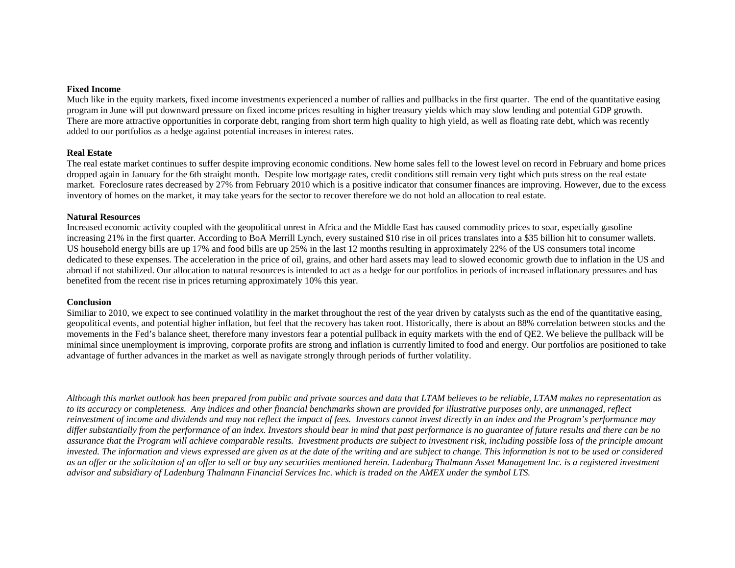**Fixed Income**

Much like in the equity markets, fixed income investments experienced a number of rallies and pullbacks in the first quarter. The end of the quantitative easing program in June will put downward pressure on fixed income prices resulting in higher treasury yields which may slow lending and potential GDP growth. There are more attractive opportunities in corporate debt, ranging from short term high quality to high yield, as well as floating rate debt, which was recently added to our portfolios as a hedge against potential increases in interest rates.

**Real Estate**

The real estate market continues to suffer despite improving economic conditions. New home sales fell to the lowest level on record in February and home prices dropped again in January for the 6th straight month. Despite low mortgage rates, credit conditions still remain very tight which puts stress on the real estate market. Foreclosure rates decreased by 27% from February 2010 which is a positive indicator that consumer finances are improving. However, due to the excess inventory of homes on the market, it may take years for the sector to recover therefore we do not hold an allocation to real estate.

**Natural Resources**

Increased economic activity coupled with the geopolitical unrest in Africa and the Middle East has caused commodity prices to soar, especially gasoline increasing 21% in the first quarter. According to BoA Merrill Lynch, every sustained $10 rise in oil prices translates into a $35 billion hit to consumer wallets. US household energy bills are up 17% and food bills are up 25% in the last 12 months resulting in approximately 22% of the US consumers total income dedicated to these expenses. The acceleration in the price of oil, grains, and other hard assets may lead to slowed economic growth due to inflation in the US and abroad if not stabilized. Our allocation to natural resources is intended to act as a hedge for our portfolios in periods of increased inflationary pressures and has benefited from the recent rise in prices returning approximately 10% this year.

**Conclusion**

Similiar to 2010, we expect to see continued volatility in the market throughout the rest of the year driven by catalysts such as the end of the quantitative easing, geopolitical events, and potential higher inflation, but feel that the recovery has taken root. Historically, there is about an 88% correlation between stocks and the movements in the Fed's balance sheet, therefore many investors fear a potential pullback in equity markets with the end of QE2. We believe the pullback will be minimal since unemployment is improving, corporate profits are strong and inflation is currently limited to food and energy. Our portfolios are positioned to take advantage of further advances in the market as well as navigate strongly through periods of further volatility.

*Although this market outlook has been prepared from public and private sources and data that LTAM believes to be reliable, LTAM makes no representation as to its accuracy or completeness. Any indices and other financial benchmarks shown are provided for illustrative purposes only, are unmanaged, reflect reinvestment of income and dividends and may not reflect the impact of fees. Investors cannot invest directly in an index and the Program's performance may differ substantially from the performance of an index. Investors should bear in mind that past performance is no guarantee of future results and there can be no assurance that the Program will achieve comparable results. Investment products are subject to investment risk, including possible loss of the principle amount invested. The information and views expressed are given as at the date of the writing and are subject to change. This information is not to be used or considered as an offer or the solicitation of an offer to sell or buy any securities mentioned herein. Ladenburg Thalmann Asset Management Inc. is a registered investment advisor and subsidiary of Ladenburg Thalmann Financial Services Inc. which is traded on the AMEX under the symbol LTS.*